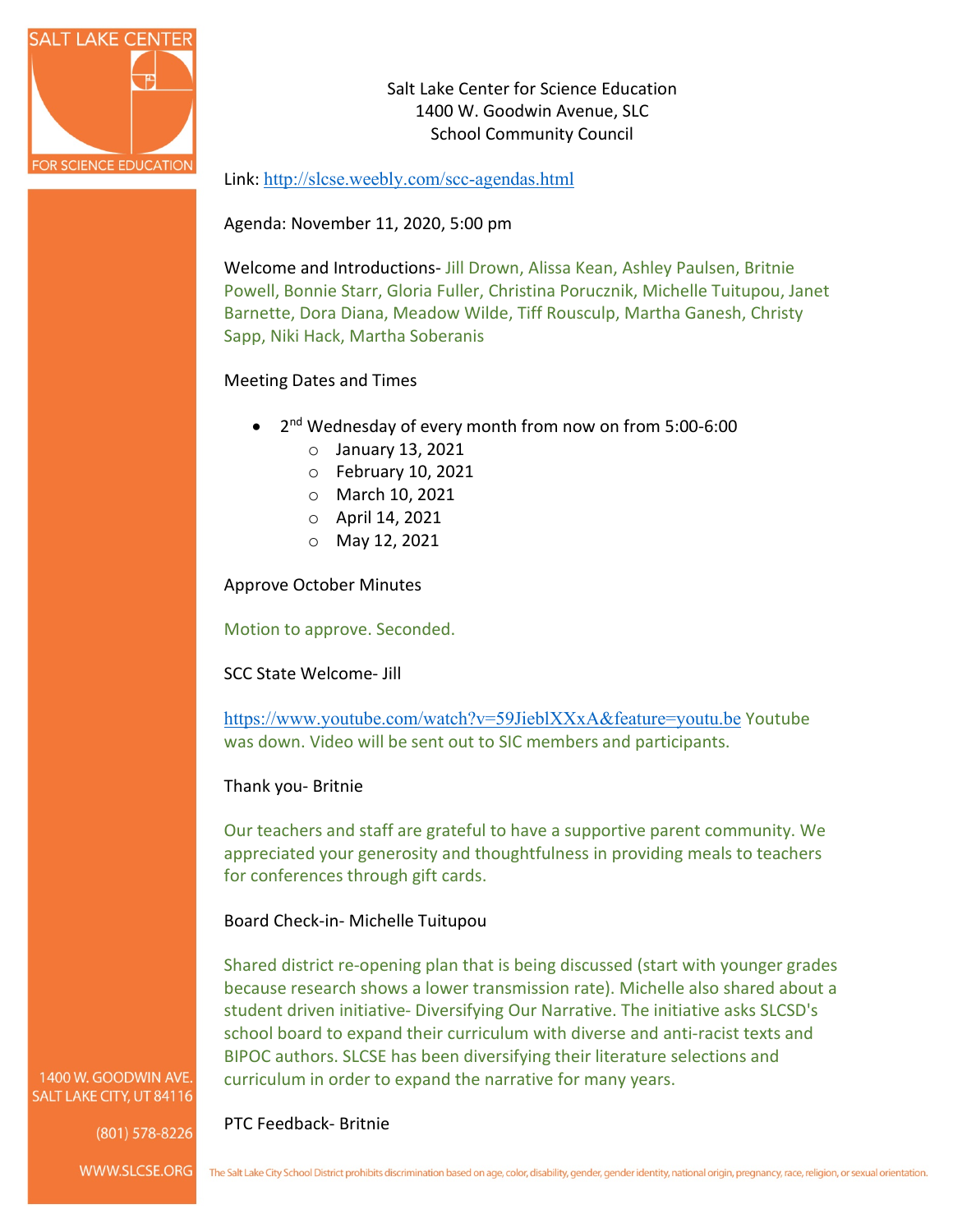Salt Lake Center for Science Education
1400 W. Goodwin Avenue, SLC
School Community Council

Link: http://slcse.weebly.com/scc-agendas.html

Agenda: November 11, 2020, 5:00 pm

Welcome and Introductions- Jill Drown, Alissa Kean, Ashley Paulsen, Britnie Powell, Bonnie Starr, Gloria Fuller, Christina Porucznik, Michelle Tuitupou, Janet Barnette, Dora Diana, Meadow Wilde, Tiff Rousculp, Martha Ganesh, Christy Sapp, Niki Hack, Martha Soberanis

Meeting Dates and Times

- 2nd Wednesday of every month from now on from 5:00-6:00
  - January 13, 2021
  - February 10, 2021
  - March 10, 2021
  - April 14, 2021
  - May 12, 2021

Approve October Minutes

Motion to approve. Seconded.

SCC State Welcome- Jill

https://www.youtube.com/watch?v=59JieblXXxA&feature=youtu.be Youtube was down. Video will be sent out to SIC members and participants.

Thank you- Britnie

Our teachers and staff are grateful to have a supportive parent community. We appreciated your generosity and thoughtfulness in providing meals to teachers for conferences through gift cards.

Board Check-in- Michelle Tuitupou

Shared district re-opening plan that is being discussed (start with younger grades because research shows a lower transmission rate). Michelle also shared about a student driven initiative- Diversifying Our Narrative. The initiative asks SLCSD's school board to expand their curriculum with diverse and anti-racist texts and BIPOC authors. SLCSE has been diversifying their literature selections and curriculum in order to expand the narrative for many years.

PTC Feedback- Britnie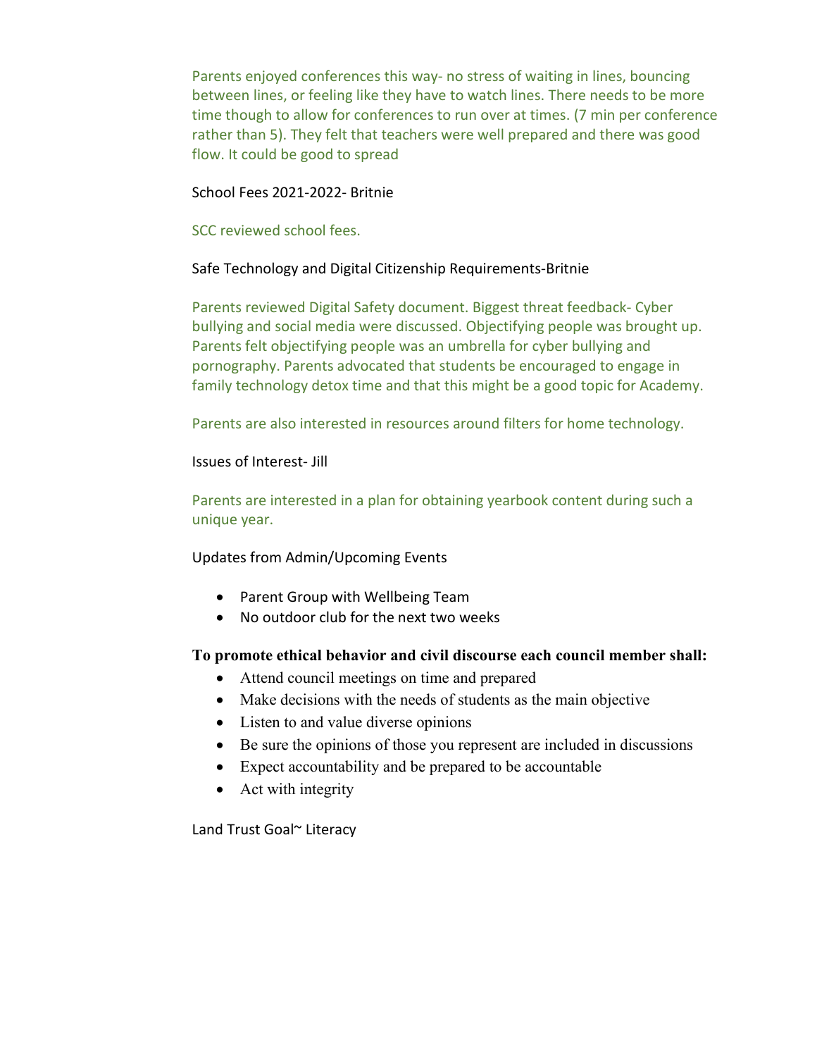Parents enjoyed conferences this way- no stress of waiting in lines, bouncing between lines, or feeling like they have to watch lines. There needs to be more time though to allow for conferences to run over at times. (7 min per conference rather than 5). They felt that teachers were well prepared and there was good flow. It could be good to spread

School Fees 2021-2022- Britnie

SCC reviewed school fees.

Safe Technology and Digital Citizenship Requirements-Britnie

Parents reviewed Digital Safety document. Biggest threat feedback- Cyber bullying and social media were discussed. Objectifying people was brought up. Parents felt objectifying people was an umbrella for cyber bullying and pornography. Parents advocated that students be encouraged to engage in family technology detox time and that this might be a good topic for Academy.

Parents are also interested in resources around filters for home technology.

Issues of Interest- Jill

Parents are interested in a plan for obtaining yearbook content during such a unique year.

Updates from Admin/Upcoming Events

- Parent Group with Wellbeing Team
- No outdoor club for the next two weeks

**To promote ethical behavior and civil discourse each council member shall:**

- Attend council meetings on time and prepared
- Make decisions with the needs of students as the main objective
- Listen to and value diverse opinions
- Be sure the opinions of those you represent are included in discussions
- Expect accountability and be prepared to be accountable
- Act with integrity

Land Trust Goal~ Literacy